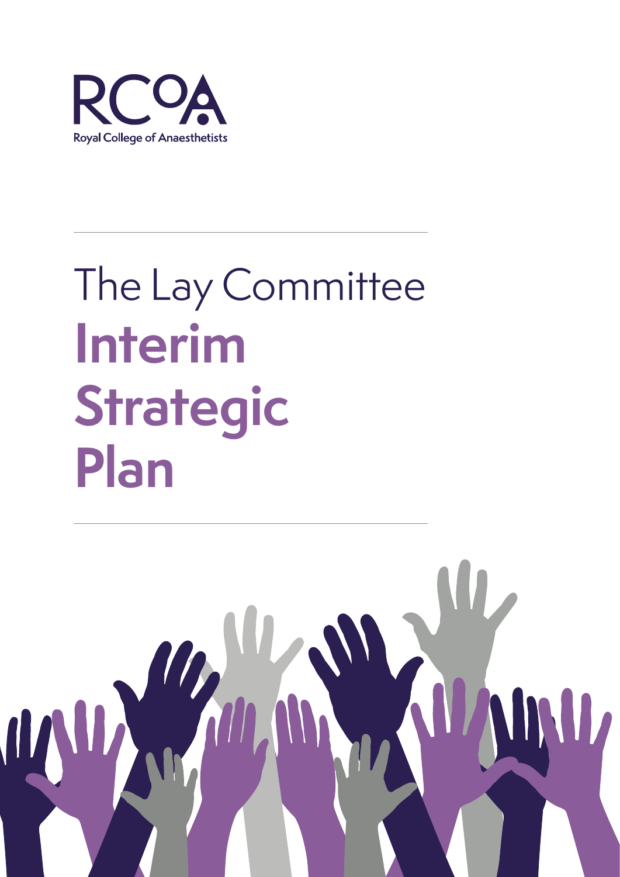RCoA

Royal College of Anaesthetists

# The Lay Committee

# Interim Strategic Plan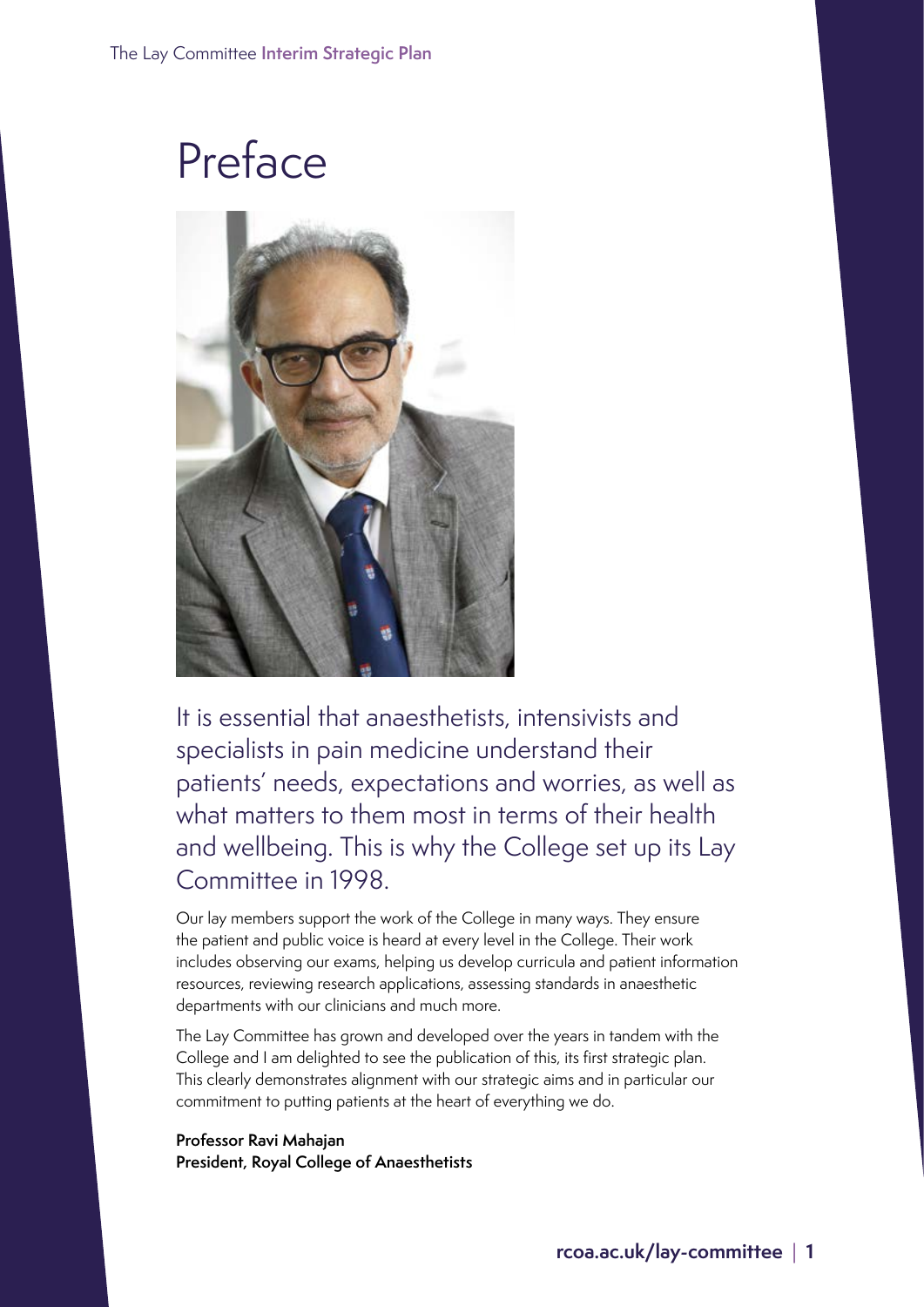# Preface

It is essential that anaesthetists, intensivists and specialists in pain medicine understand their patients' needs, expectations and worries, as well as what matters to them most in terms of their health and wellbeing. This is why the College set up its Lay Committee in 1998.

Our lay members support the work of the College in many ways. They ensure the patient and public voice is heard at every level in the College. Their work includes observing our exams, helping us develop curricula and patient information resources, reviewing research applications, assessing standards in anaesthetic departments with our clinicians and much more.

The Lay Committee has grown and developed over the years in tandem with the College and I am delighted to see the publication of this, its first strategic plan. This clearly demonstrates alignment with our strategic aims and in particular our commitment to putting patients at the heart of everything we do.

**Professor Ravi Mahajan**
**President, Royal College of Anaesthetists**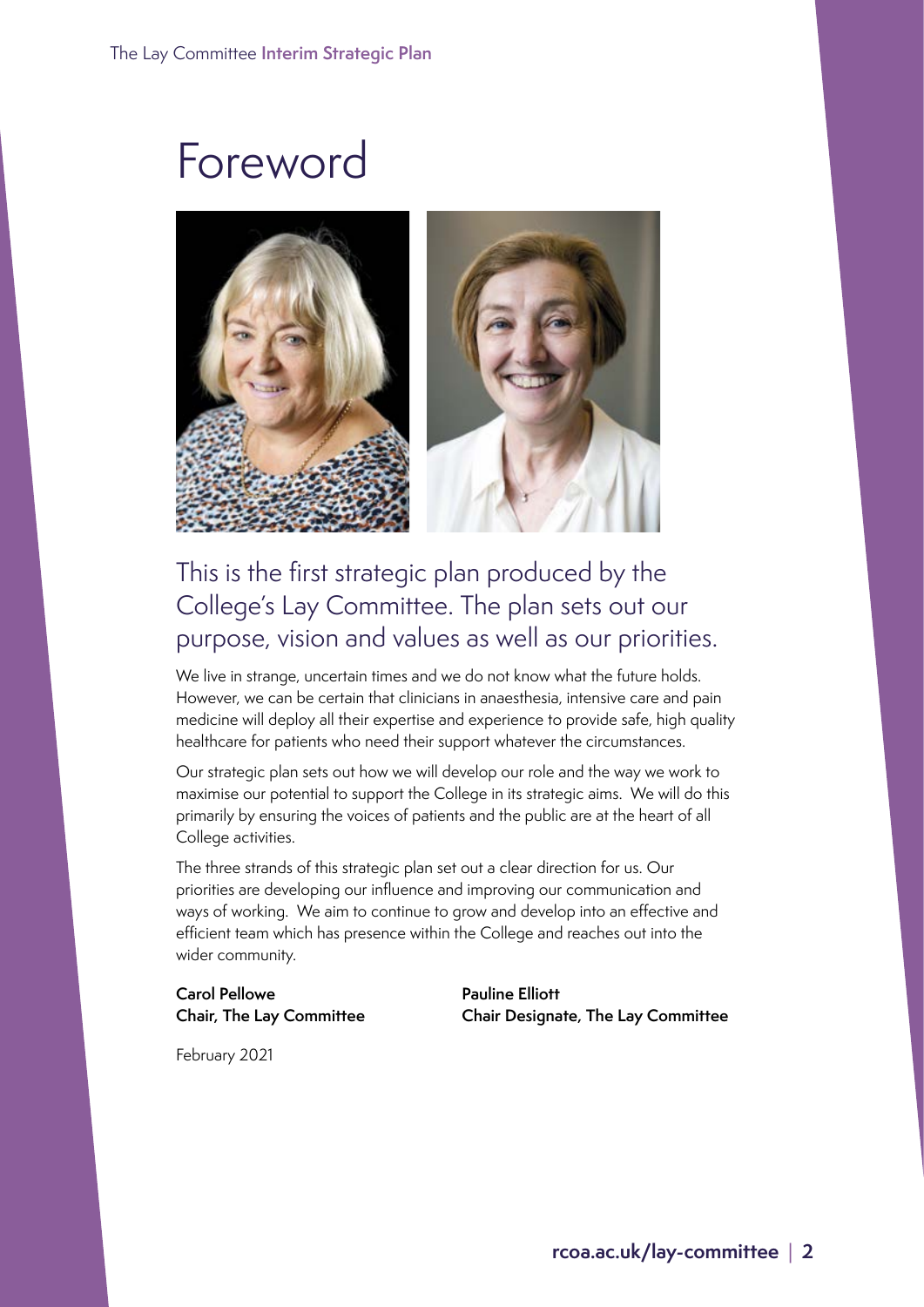# Foreword

## This is the first strategic plan produced by the College's Lay Committee. The plan sets out our purpose, vision and values as well as our priorities.

We live in strange, uncertain times and we do not know what the future holds. However, we can be certain that clinicians in anaesthesia, intensive care and pain medicine will deploy all their expertise and experience to provide safe, high quality healthcare for patients who need their support whatever the circumstances.

Our strategic plan sets out how we will develop our role and the way we work to maximise our potential to support the College in its strategic aims. We will do this primarily by ensuring the voices of patients and the public are at the heart of all College activities.

The three strands of this strategic plan set out a clear direction for us. Our priorities are developing our influence and improving our communication and ways of working. We aim to continue to grow and develop into an effective and efficient team which has presence within the College and reaches out into the wider community.

**Carol Pellowe**
**Chair, The Lay Committee**

**Pauline Elliott**
**Chair Designate, The Lay Committee**

February 2021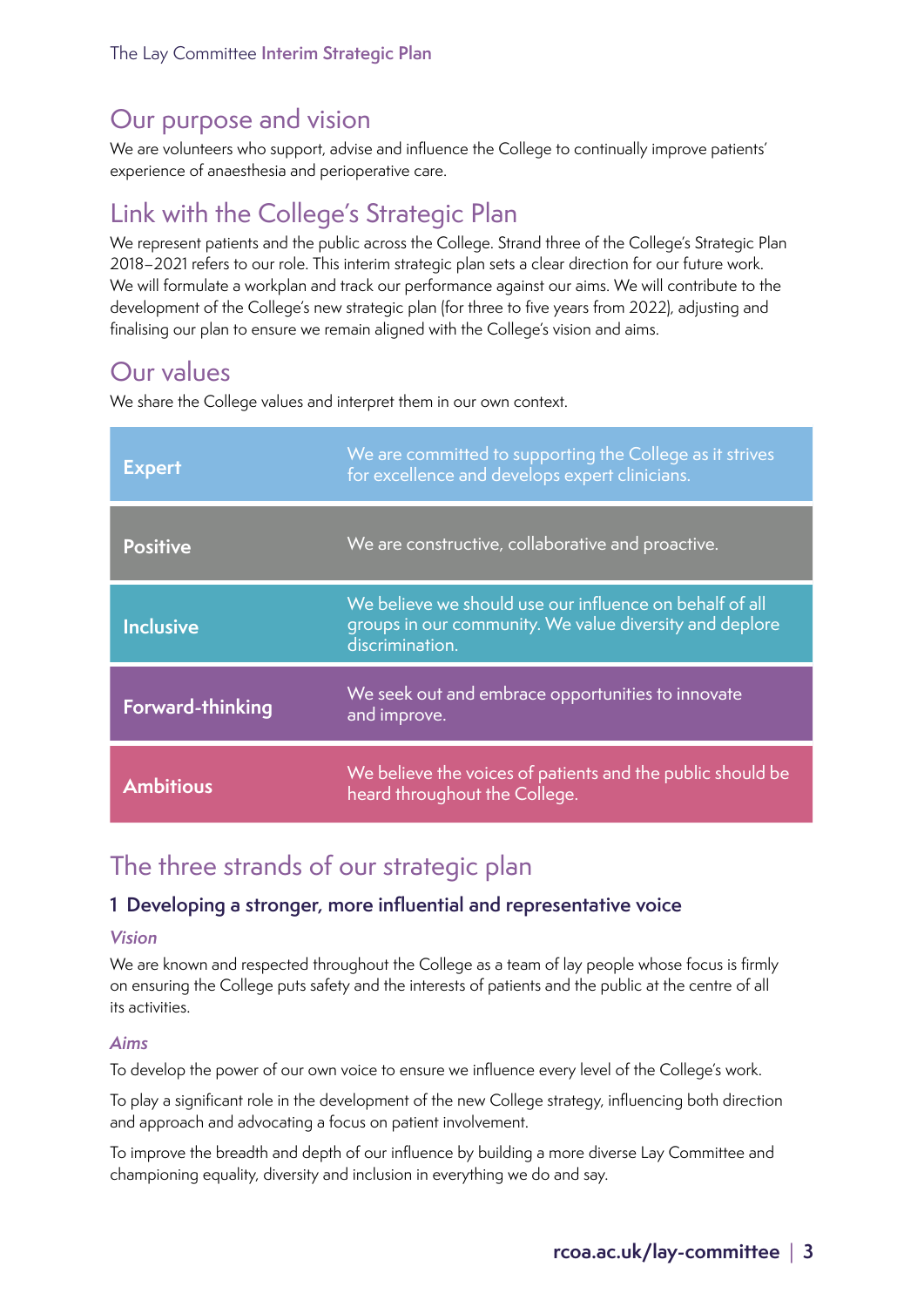## Our purpose and vision

We are volunteers who support, advise and influence the College to continually improve patients' experience of anaesthesia and perioperative care.

## Link with the College's Strategic Plan

We represent patients and the public across the College. Strand three of the College's Strategic Plan 2018–2021 refers to our role. This interim strategic plan sets a clear direction for our future work. We will formulate a workplan and track our performance against our aims. We will contribute to the development of the College's new strategic plan (for three to five years from 2022), adjusting and finalising our plan to ensure we remain aligned with the College's vision and aims.

## Our values

We share the College values and interpret them in our own context.

| Value | Description |
|---|---|
| **Expert** | We are committed to supporting the College as it strives for excellence and develops expert clinicians. |
| **Positive** | We are constructive, collaborative and proactive. |
| **Inclusive** | We believe we should use our influence on behalf of all groups in our community. We value diversity and deplore discrimination. |
| **Forward-thinking** | We seek out and embrace opportunities to innovate and improve. |
| **Ambitious** | We believe the voices of patients and the public should be heard throughout the College. |

## The three strands of our strategic plan

### 1 Developing a stronger, more influential and representative voice

*Vision*

We are known and respected throughout the College as a team of lay people whose focus is firmly on ensuring the College puts safety and the interests of patients and the public at the centre of all its activities.

*Aims*

To develop the power of our own voice to ensure we influence every level of the College's work.

To play a significant role in the development of the new College strategy, influencing both direction and approach and advocating a focus on patient involvement.

To improve the breadth and depth of our influence by building a more diverse Lay Committee and championing equality, diversity and inclusion in everything we do and say.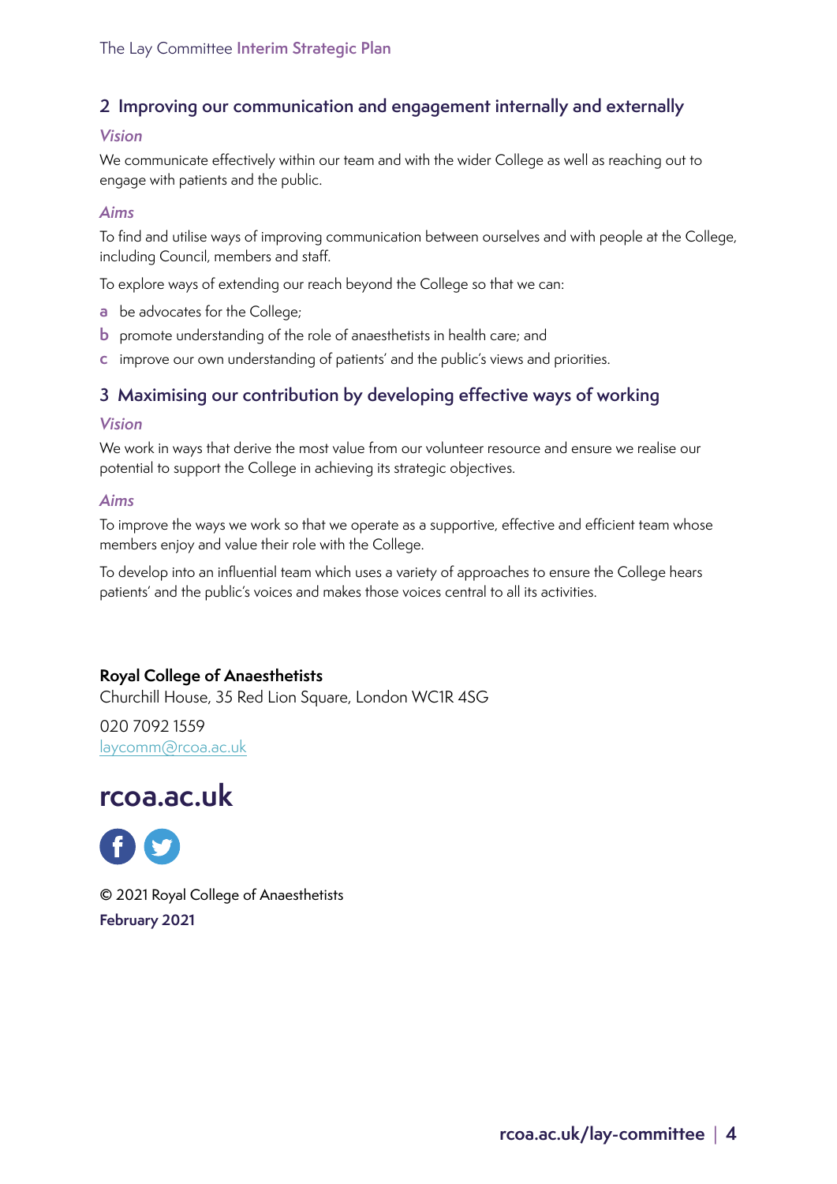## 2 Improving our communication and engagement internally and externally

### *Vision*

We communicate effectively within our team and with the wider College as well as reaching out to engage with patients and the public.

### *Aims*

To find and utilise ways of improving communication between ourselves and with people at the College, including Council, members and staff.

To explore ways of extending our reach beyond the College so that we can:

- a be advocates for the College;
- b promote understanding of the role of anaesthetists in health care; and
- c improve our own understanding of patients' and the public's views and priorities.

## 3 Maximising our contribution by developing effective ways of working

### *Vision*

We work in ways that derive the most value from our volunteer resource and ensure we realise our potential to support the College in achieving its strategic objectives.

### *Aims*

To improve the ways we work so that we operate as a supportive, effective and efficient team whose members enjoy and value their role with the College.

To develop into an influential team which uses a variety of approaches to ensure the College hears patients' and the public's voices and makes those voices central to all its activities.

**Royal College of Anaesthetists**
Churchill House, 35 Red Lion Square, London WC1R 4SG

020 7092 1559
laycomm@rcoa.ac.uk

# rcoa.ac.uk

© 2021 Royal College of Anaesthetists
**February 2021**